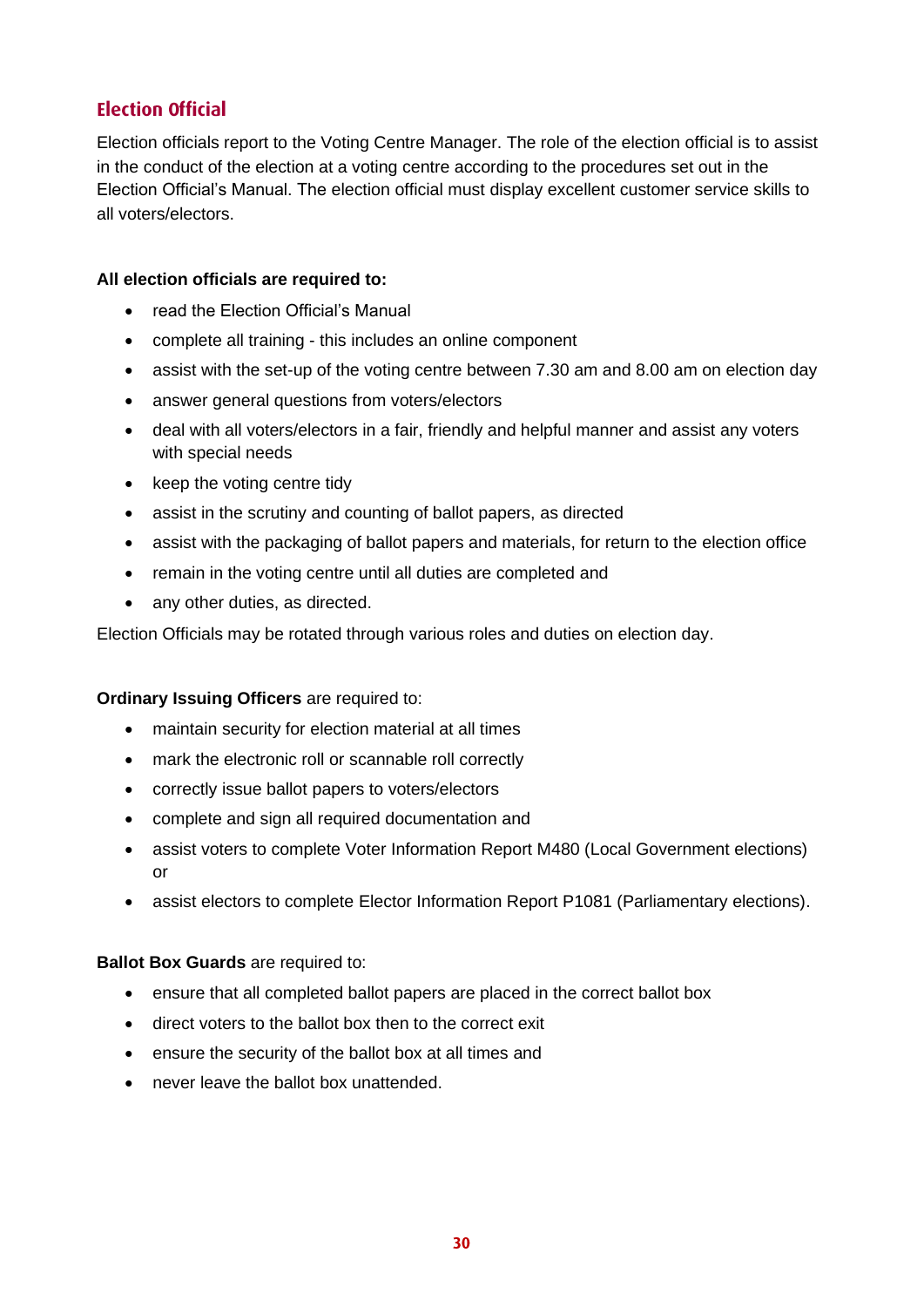## Election Official

Election officials report to the Voting Centre Manager. The role of the election official is to assist in the conduct of the election at a voting centre according to the procedures set out in the Election Official's Manual. The election official must display excellent customer service skills to all voters/electors.

**All election officials are required to:**

- read the Election Official's Manual
- complete all training - this includes an online component
- assist with the set-up of the voting centre between 7.30 am and 8.00 am on election day
- answer general questions from voters/electors
- deal with all voters/electors in a fair, friendly and helpful manner and assist any voters with special needs
- keep the voting centre tidy
- assist in the scrutiny and counting of ballot papers, as directed
- assist with the packaging of ballot papers and materials, for return to the election office
- remain in the voting centre until all duties are completed and
- any other duties, as directed.

Election Officials may be rotated through various roles and duties on election day.

**Ordinary Issuing Officers** are required to:

- maintain security for election material at all times
- mark the electronic roll or scannable roll correctly
- correctly issue ballot papers to voters/electors
- complete and sign all required documentation and
- assist voters to complete Voter Information Report M480 (Local Government elections) or
- assist electors to complete Elector Information Report P1081 (Parliamentary elections).

**Ballot Box Guards** are required to:

- ensure that all completed ballot papers are placed in the correct ballot box
- direct voters to the ballot box then to the correct exit
- ensure the security of the ballot box at all times and
- never leave the ballot box unattended.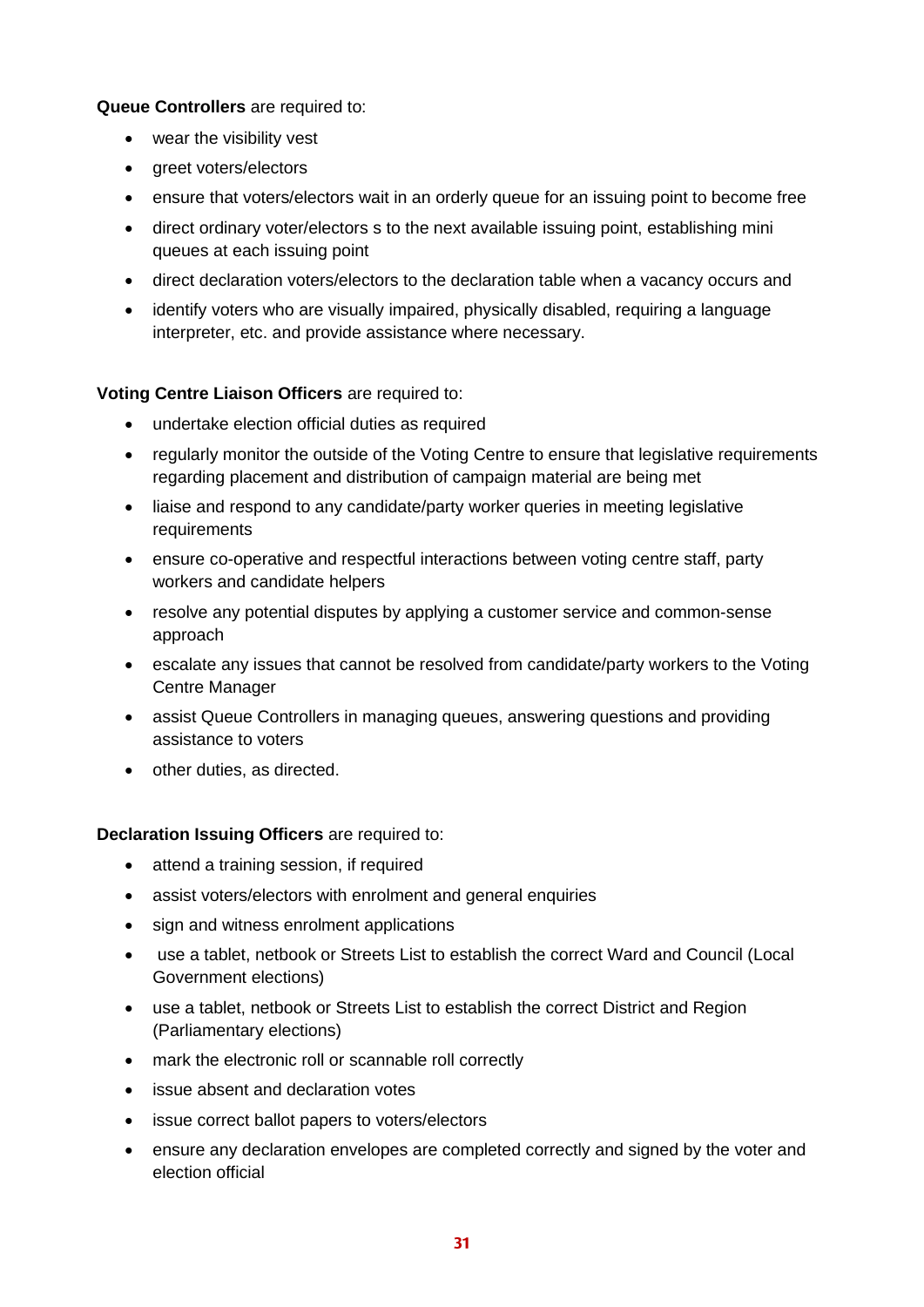**Queue Controllers** are required to:

- wear the visibility vest
- greet voters/electors
- ensure that voters/electors wait in an orderly queue for an issuing point to become free
- direct ordinary voter/electors s to the next available issuing point, establishing mini queues at each issuing point
- direct declaration voters/electors to the declaration table when a vacancy occurs and
- identify voters who are visually impaired, physically disabled, requiring a language interpreter, etc. and provide assistance where necessary.

**Voting Centre Liaison Officers** are required to:

- undertake election official duties as required
- regularly monitor the outside of the Voting Centre to ensure that legislative requirements regarding placement and distribution of campaign material are being met
- liaise and respond to any candidate/party worker queries in meeting legislative requirements
- ensure co-operative and respectful interactions between voting centre staff, party workers and candidate helpers
- resolve any potential disputes by applying a customer service and common-sense approach
- escalate any issues that cannot be resolved from candidate/party workers to the Voting Centre Manager
- assist Queue Controllers in managing queues, answering questions and providing assistance to voters
- other duties, as directed.

**Declaration Issuing Officers** are required to:

- attend a training session, if required
- assist voters/electors with enrolment and general enquiries
- sign and witness enrolment applications
- use a tablet, netbook or Streets List to establish the correct Ward and Council (Local Government elections)
- use a tablet, netbook or Streets List to establish the correct District and Region (Parliamentary elections)
- mark the electronic roll or scannable roll correctly
- issue absent and declaration votes
- issue correct ballot papers to voters/electors
- ensure any declaration envelopes are completed correctly and signed by the voter and election official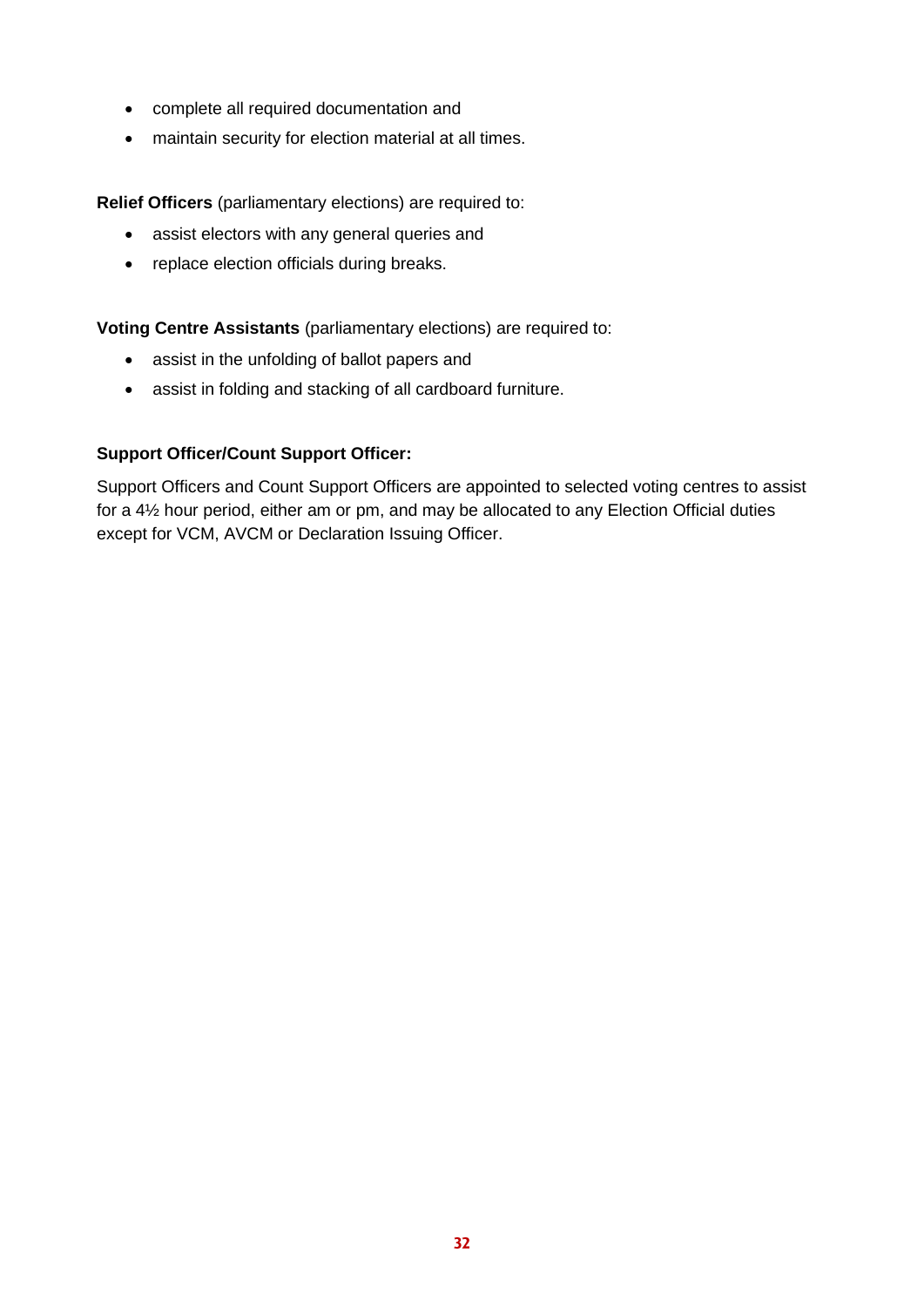- complete all required documentation and
- maintain security for election material at all times.

**Relief Officers** (parliamentary elections) are required to:

- assist electors with any general queries and
- replace election officials during breaks.

**Voting Centre Assistants** (parliamentary elections) are required to:

- assist in the unfolding of ballot papers and
- assist in folding and stacking of all cardboard furniture.

**Support Officer/Count Support Officer:**

Support Officers and Count Support Officers are appointed to selected voting centres to assist for a 4½ hour period, either am or pm, and may be allocated to any Election Official duties except for VCM, AVCM or Declaration Issuing Officer.